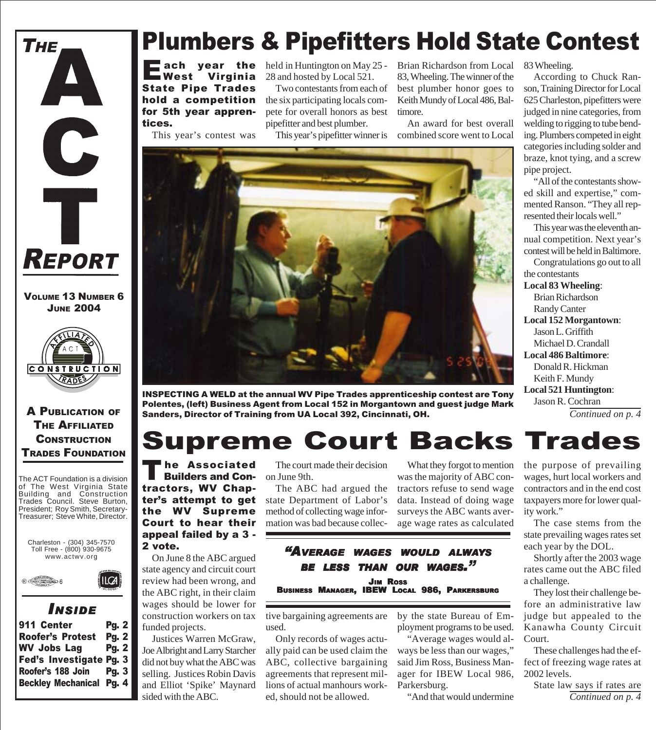# THE ACT REPORT

**VOLUME 13 NUMBER 6**
**JUNE 2004**

**A PUBLICATION OF THE AFFILIATED CONSTRUCTION TRADES FOUNDATION**

The ACT Foundation is a division of The West Virginia State Building and Construction Trades Council. Steve Burton, President; Roy Smith, Secretary-Treasurer; Steve White, Director.

Charleston - (304) 345-7570
Toll Free - (800) 930-9675
www.actwv.org

## INSIDE

| | |
|---|---|
| 911 Center | Pg. 2 |
| Roofer's Protest | Pg. 2 |
| WV Jobs Lag | Pg. 2 |
| Fed's Investigate | Pg. 3 |
| Roofer's 188 Join | Pg. 3 |
| Beckley Mechanical | Pg. 4 |

# Plumbers & Pipefitters Hold State Contest

**Each year the West Virginia State Pipe Trades hold a competition for 5th year apprentices.**

This year's contest was held in Huntington on May 25 - 28 and hosted by Local 521.

Two contestants from each of the six participating locals compete for overall honors as best pipefitter and best plumber.

This year's pipefitter winner is Brian Richardson from Local 83, Wheeling. The winner of the best plumber honor goes to Keith Mundy of Local 486, Baltimore.

An award for best overall combined score went to Local 83 Wheeling.

According to Chuck Ranson, Training Director for Local 625 Charleston, pipefitters were judged in nine categories, from welding to rigging to tube bending. Plumbers competed in eight categories including solder and braze, knot tying, and a screw pipe project.

"All of the contestants showed skill and expertise," commented Ranson. "They all represented their locals well."

This year was the eleventh annual competition. Next year's contest will be held in Baltimore.

Congratulations go out to all the contestants

**Local 83 Wheeling**:
Brian Richardson
Randy Canter

**Local 152 Morgantown**:
Jason L. Griffith
Michael D. Crandall

**Local 486 Baltimore**:
Donald R. Hickman
Keith F. Mundy

**Local 521 Huntington**:
Jason R. Cochran

*Continued on p. 4*

**INSPECTING A WELD at the annual WV Pipe Trades apprenticeship contest are Tony Polentes, (left) Business Agent from Local 152 in Morgantown and guest judge Mark Sanders, Director of Training from UA Local 392, Cincinnati, OH.**

# Supreme Court Backs Trades

**The Associated Builders and Contractors, WV Chapter's attempt to get the WV Supreme Court to hear their appeal failed by a 3 - 2 vote.**

On June 8 the ABC argued state agency and circuit court review had been wrong, and the ABC right, in their claim wages should be lower for construction workers on tax funded projects.

Justices Warren McGraw, Joe Albright and Larry Starcher did not buy what the ABC was selling. Justices Robin Davis and Elliot 'Spike' Maynard sided with the ABC.

The court made their decision on June 9th.

The ABC had argued the state Department of Labor's method of collecting wage information was bad because collective bargaining agreements are used.

Only records of wages actually paid can be used claim the ABC, collective bargaining agreements that represent millions of actual manhours worked, should not be allowed.

What they forgot to mention was the majority of ABC contractors refuse to send wage data. Instead of doing wage surveys the ABC wants average wage rates as calculated by the state Bureau of Employment programs to be used.

> **"AVERAGE WAGES WOULD ALWAYS BE LESS THAN OUR WAGES."**
> JIM ROSS
> BUSINESS MANAGER, IBEW LOCAL 986, PARKERSBURG

"Average wages would always be less than our wages," said Jim Ross, Business Manager for IBEW Local 986, Parkersburg.

"And that would undermine the purpose of prevailing wages, hurt local workers and contractors and in the end cost taxpayers more for lower quality work."

The case stems from the state prevailing wages rates set each year by the DOL.

Shortly after the 2003 wage rates came out the ABC filed a challenge.

They lost their challenge before an administrative law judge but appealed to the Kanawha County Circuit Court.

These challenges had the effect of freezing wage rates at 2002 levels.

State law says if rates are

*Continued on p. 4*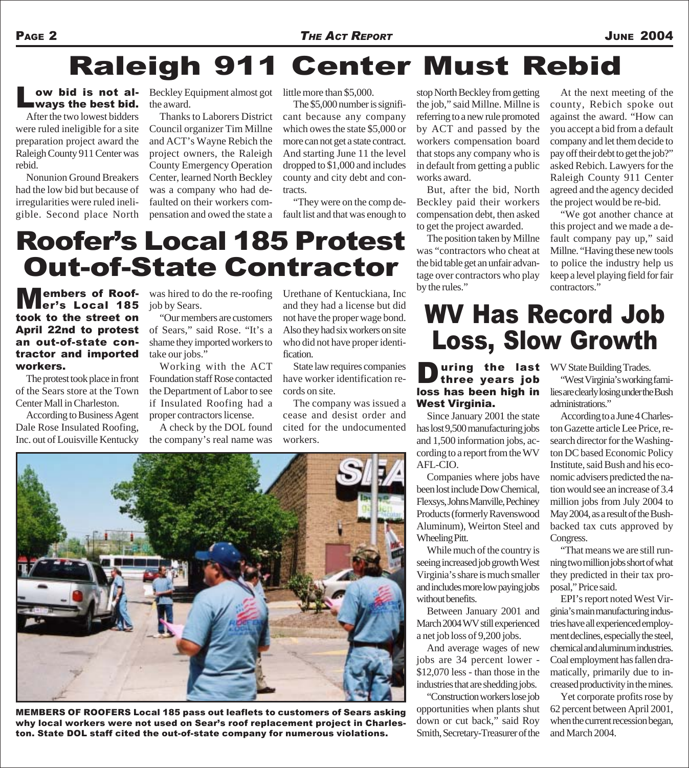# Raleigh 911 Center Must Rebid

**Low bid is not always the best bid.**

After the two lowest bidders were ruled ineligible for a site preparation project award the Raleigh County 911 Center was rebid.

Nonunion Ground Breakers had the low bid but because of irregularities were ruled ineligible. Second place North Beckley Equipment almost got the award.

Thanks to Laborers District Council organizer Tim Millne and ACT's Wayne Rebich the project owners, the Raleigh County Emergency Operation Center, learned North Beckley was a company who had defaulted on their workers compensation and owed the state a little more than $5,000.

The $5,000 number is significant because any company which owes the state $5,000 or more can not get a state contract. And starting June 11 the level dropped to $1,000 and includes county and city debt and contracts.

"They were on the comp default list and that was enough to stop North Beckley from getting the job," said Millne. Millne is referring to a new rule promoted by ACT and passed by the workers compensation board that stops any company who is in default from getting a public works award.

But, after the bid, North Beckley paid their workers compensation debt, then asked to get the project awarded.

The position taken by Millne was "contractors who cheat at the bid table get an unfair advantage over contractors who play by the rules."

At the next meeting of the county, Rebich spoke out against the award. "How can you accept a bid from a default company and let them decide to pay off their debt to get the job?" asked Rebich. Lawyers for the Raleigh County 911 Center agreed and the agency decided the project would be re-bid.

"We got another chance at this project and we made a default company pay up," said Millne. "Having these new tools to police the industry help us keep a level playing field for fair contractors."

# Roofer's Local 185 Protest Out-of-State Contractor

**Members of Roofer's Local 185 took to the street on April 22nd to protest an out-of-state contractor and imported workers.**

The protest took place in front of the Sears store at the Town Center Mall in Charleston.

According to Business Agent Dale Rose Insulated Roofing, Inc. out of Louisville Kentucky was hired to do the re-roofing job by Sears.

"Our members are customers of Sears," said Rose. "It's a shame they imported workers to take our jobs."

Working with the ACT Foundation staff Rose contacted the Department of Labor to see if Insulated Roofing had a proper contractors license.

A check by the DOL found the company's real name was Urethane of Kentuckiana, Inc and they had a license but did not have the proper wage bond. Also they had six workers on site who did not have proper identification.

State law requires companies have worker identification records on site.

The company was issued a cease and desist order and cited for the undocumented workers.

**MEMBERS OF ROOFERS Local 185 pass out leaflets to customers of Sears asking why local workers were not used on Sear's roof replacement project in Charleston. State DOL staff cited the out-of-state company for numerous violations.**

# WV Has Record Job Loss, Slow Growth

**During the last three years job loss has been high in West Virginia.**

Since January 2001 the state has lost 9,500 manufacturing jobs and 1,500 information jobs, according to a report from the WV AFL-CIO.

Companies where jobs have been lost include Dow Chemical, Flexsys, Johns Manville, Pechiney Products (formerly Ravenswood Aluminum), Weirton Steel and Wheeling Pitt.

While much of the country is seeing increased job growth West Virginia's share is much smaller and includes more low paying jobs without benefits.

Between January 2001 and March 2004 WV still experienced a net job loss of 9,200 jobs.

And average wages of new jobs are 34 percent lower - $12,070 less - than those in the industries that are shedding jobs.

"Construction workers lose job opportunities when plants shut down or cut back," said Roy Smith, Secretary-Treasurer of the WV State Building Trades.

"West Virginia's working families are clearly losing under the Bush administrations."

According to a June 4 Charleston Gazette article Lee Price, research director for the Washington DC based Economic Policy Institute, said Bush and his economic advisers predicted the nation would see an increase of 3.4 million jobs from July 2004 to May 2004, as a result of the Bush-backed tax cuts approved by Congress.

"That means we are still running two million jobs short of what they predicted in their tax proposal," Price said.

EPI's report noted West Virginia's main manufacturing industries have all experienced employment declines, especially the steel, chemical and aluminum industries. Coal employment has fallen dramatically, primarily due to increased productivity in the mines.

Yet corporate profits rose by 62 percent between April 2001, when the current recession began, and March 2004.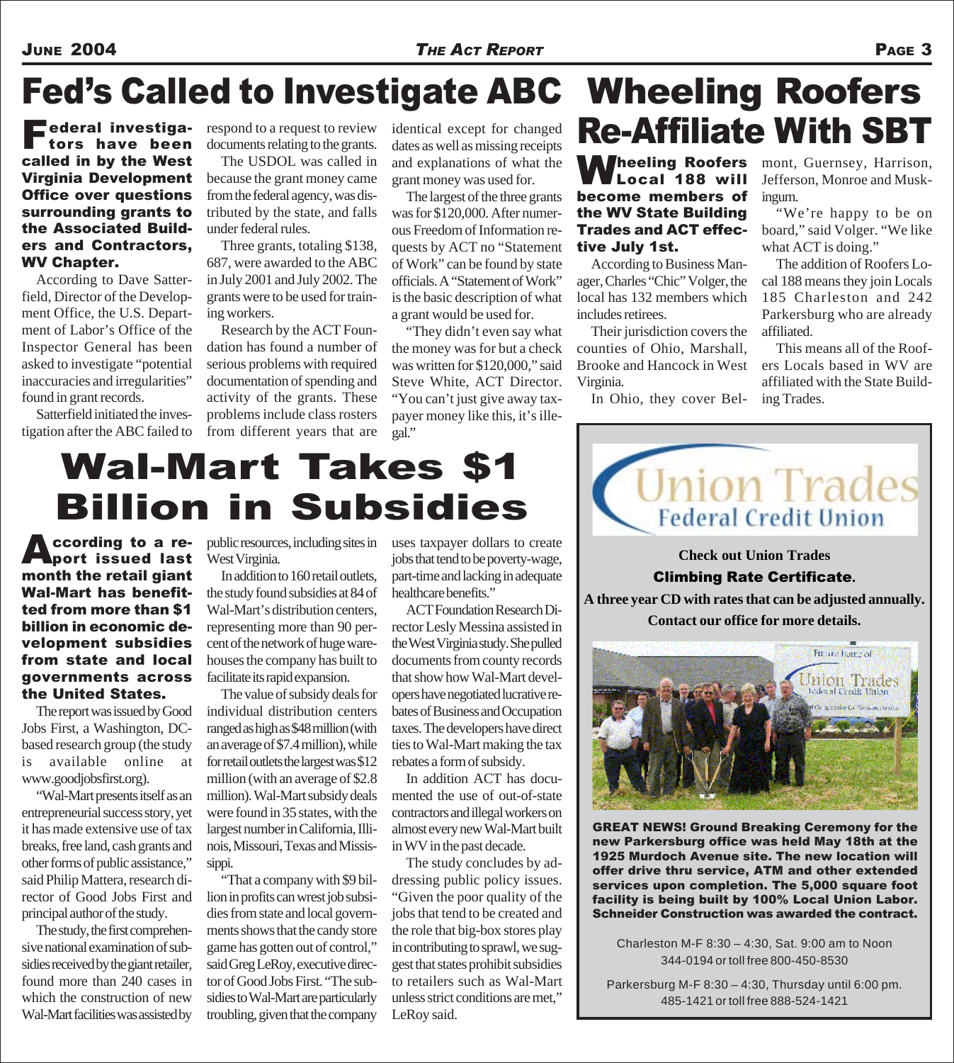# Fed's Called to Investigate ABC

**Federal investigators have been called in by the West Virginia Development Office over questions surrounding grants to the Associated Builders and Contractors, WV Chapter.**

According to Dave Satterfield, Director of the Development Office, the U.S. Department of Labor's Office of the Inspector General has been asked to investigate "potential inaccuracies and irregularities" found in grant records.

Satterfield initiated the investigation after the ABC failed to respond to a request to review documents relating to the grants.

The USDOL was called in because the grant money came from the federal agency, was distributed by the state, and falls under federal rules.

Three grants, totaling $138,687, were awarded to the ABC in July 2001 and July 2002. The grants were to be used for training workers.

Research by the ACT Foundation has found a number of serious problems with required documentation of spending and activity of the grants. These problems include class rosters from different years that are identical except for changed dates as well as missing receipts and explanations of what the grant money was used for.

The largest of the three grants was for $120,000. After numerous Freedom of Information requests by ACT no "Statement of Work" can be found by state officials. A "Statement of Work" is the basic description of what a grant would be used for.

"They didn't even say what the money was for but a check was written for $120,000," said Steve White, ACT Director. "You can't just give away taxpayer money like this, it's illegal."

# Wheeling Roofers Re-Affiliate With SBT

**Wheeling Roofers Local 188 will become members of the WV State Building Trades and ACT effective July 1st.**

According to Business Manager, Charles "Chic" Volger, the local has 132 members which includes retirees.

Their jurisdiction covers the counties of Ohio, Marshall, Brooke and Hancock in West Virginia.

In Ohio, they cover Belmont, Guernsey, Harrison, Jefferson, Monroe and Muskingum.

"We're happy to be on board," said Volger. "We like what ACT is doing."

The addition of Roofers Local 188 means they join Locals 185 Charleston and 242 Parkersburg who are already affiliated.

This means all of the Roofers Locals based in WV are affiliated with the State Building Trades.

# Wal-Mart Takes $1 Billion in Subsidies

**According to a report issued last month the retail giant Wal-Mart has benefitted from more than $1 billion in economic development subsidies from state and local governments across the United States.**

The report was issued by Good Jobs First, a Washington, DC-based research group (the study is available online at www.goodjobsfirst.org).

"Wal-Mart presents itself as an entrepreneurial success story, yet it has made extensive use of tax breaks, free land, cash grants and other forms of public assistance," said Philip Mattera, research director of Good Jobs First and principal author of the study.

The study, the first comprehensive national examination of subsidies received by the giant retailer, found more than 240 cases in which the construction of new Wal-Mart facilities was assisted by public resources, including sites in West Virginia.

In addition to 160 retail outlets, the study found subsidies at 84 of Wal-Mart's distribution centers, representing more than 90 percent of the network of huge warehouses the company has built to facilitate its rapid expansion.

The value of subsidy deals for individual distribution centers ranged as high as $48 million (with an average of $7.4 million), while for retail outlets the largest was $12 million (with an average of $2.8 million). Wal-Mart subsidy deals were found in 35 states, with the largest number in California, Illinois, Missouri, Texas and Mississippi.

"That a company with $9 billion in profits can wrest job subsidies from state and local governments shows that the candy store game has gotten out of control," said Greg LeRoy, executive director of Good Jobs First. "The subsidies to Wal-Mart are particularly troubling, given that the company uses taxpayer dollars to create jobs that tend to be poverty-wage, part-time and lacking in adequate healthcare benefits."

ACT Foundation Research Director Lesly Messina assisted in the West Virginia study. She pulled documents from county records that show how Wal-Mart developers have negotiated lucrative rebates of Business and Occupation taxes. The developers have direct ties to Wal-Mart making the tax rebates a form of subsidy.

In addition ACT has documented the use of out-of-state contractors and illegal workers on almost every new Wal-Mart built in WV in the past decade.

The study concludes by addressing public policy issues. "Given the poor quality of the jobs that tend to be created and the role that big-box stores play in contributing to sprawl, we suggest that states prohibit subsidies to retailers such as Wal-Mart unless strict conditions are met," LeRoy said.

---

**Union Trades Federal Credit Union**

**Check out Union Trades**
**Climbing Rate Certificate.**
**A three year CD with rates that can be adjusted annually.**
**Contact our office for more details.**

**GREAT NEWS! Ground Breaking Ceremony for the new Parkersburg office was held May 18th at the 1925 Murdoch Avenue site. The new location will offer drive thru service, ATM and other extended services upon completion. The 5,000 square foot facility is being built by 100% Local Union Labor. Schneider Construction was awarded the contract.**

Charleston M-F 8:30 – 4:30, Sat. 9:00 am to Noon
344-0194 or toll free 800-450-8530

Parkersburg M-F 8:30 – 4:30, Thursday until 6:00 pm.
485-1421 or toll free 888-524-1421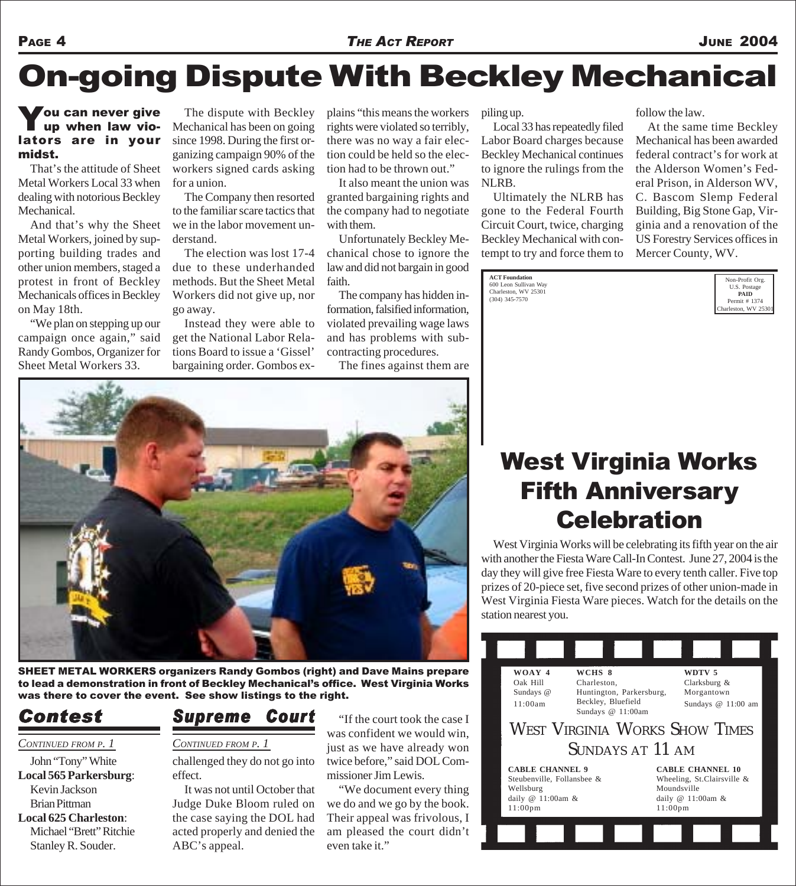# On-going Dispute With Beckley Mechanical

**You can never give up when law violators are in your midst.**

That's the attitude of Sheet Metal Workers Local 33 when dealing with notorious Beckley Mechanical.

And that's why the Sheet Metal Workers, joined by supporting building trades and other union members, staged a protest in front of Beckley Mechanicals offices in Beckley on May 18th.

"We plan on stepping up our campaign once again," said Randy Gombos, Organizer for Sheet Metal Workers 33.

The dispute with Beckley Mechanical has been on going since 1998. During the first organizing campaign 90% of the workers signed cards asking for a union.

The Company then resorted to the familiar scare tactics that we in the labor movement understand.

The election was lost 17-4 due to these underhanded methods. But the Sheet Metal Workers did not give up, nor go away.

Instead they were able to get the National Labor Relations Board to issue a 'Gissel' bargaining order. Gombos explains "this means the workers rights were violated so terribly, there was no way a fair election could be held so the election had to be thrown out."

It also meant the union was granted bargaining rights and the company had to negotiate with them.

Unfortunately Beckley Mechanical chose to ignore the law and did not bargain in good faith.

The company has hidden information, falsified information, violated prevailing wage laws and has problems with subcontracting procedures.

The fines against them are piling up.

Local 33 has repeatedly filed Labor Board charges because Beckley Mechanical continues to ignore the rulings from the NLRB.

Ultimately the NLRB has gone to the Federal Fourth Circuit Court, twice, charging Beckley Mechanical with contempt to try and force them to follow the law.

At the same time Beckley Mechanical has been awarded federal contract's for work at the Alderson Women's Federal Prison, in Alderson WV, C. Bascom Slemp Federal Building, Big Stone Gap, Virginia and a renovation of the US Forestry Services offices in Mercer County, WV.

**SHEET METAL WORKERS organizers Randy Gombos (right) and Dave Mains prepare to lead a demonstration in front of Beckley Mechanical's office. West Virginia Works was there to cover the event. See show listings to the right.**

ACT Foundation
600 Leon Sullivan Way
Charleston, WV 25301
(304) 345-7570

Non-Profit Org.
U.S. Postage
**PAID**
Permit # 1374
Charleston, WV 25301

## West Virginia Works Fifth Anniversary Celebration

West Virginia Works will be celebrating its fifth year on the air with another the Fiesta Ware Call-In Contest. June 27, 2004 is the day they will give free Fiesta Ware to every tenth caller. Five top prizes of 20-piece set, five second prizes of other union-made in West Virginia Fiesta Ware pieces. Watch for the details on the station nearest you.

**WOAY 4**
Oak Hill
Sundays @ 11:00am

**WCHS 8**
Charleston, Huntington, Parkersburg, Beckley, Bluefield
Sundays @ 11:00am

**WDTV 5**
Clarksburg & Morgantown
Sundays @ 11:00 am

### West Virginia Works Show Times
### Sundays at 11 AM

**CABLE CHANNEL 9**
Steubenville, Follansbee & Wellsburg
daily @ 11:00am & 11:00pm

**CABLE CHANNEL 10**
Wheeling, St.Clairsville & Moundsville
daily @ 11:00am & 11:00pm

## Contest

*Continued from p. 1*

John "Tony" White

**Local 565 Parkersburg**:
Kevin Jackson
Brian Pittman

**Local 625 Charleston**:
Michael "Brett" Ritchie
Stanley R. Souder.

## Supreme Court

*Continued from p. 1*

challenged they do not go into effect.

It was not until October that Judge Duke Bloom ruled on the case saying the DOL had acted properly and denied the ABC's appeal.

"If the court took the case I was confident we would win, just as we have already won twice before," said DOL Commissioner Jim Lewis.

"We document every thing we do and we go by the book. Their appeal was frivolous, I am pleased the court didn't even take it."